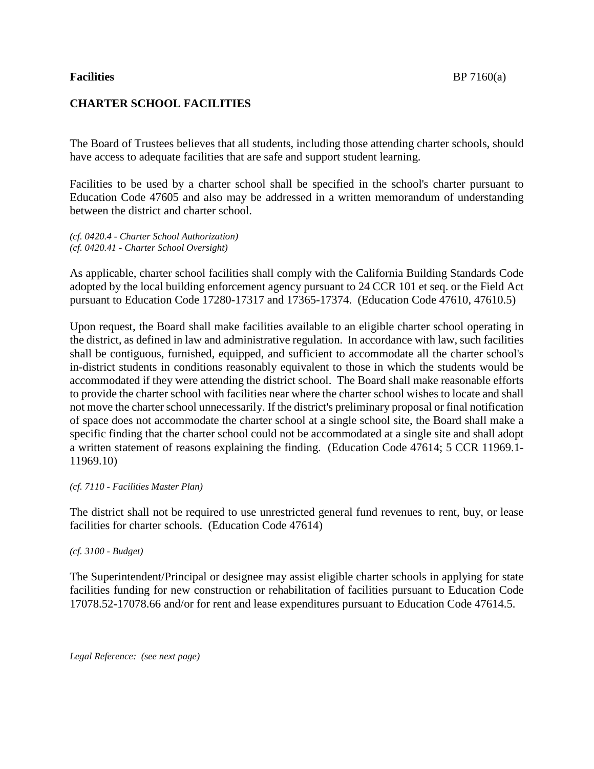**Facilities** BP 7160(a)

# CHARTER SCHOOL FACILITIES

The Board of Trustees believes that all students, including those attending charter schools, should have access to adequate facilities that are safe and support student learning.

Facilities to be used by a charter school shall be specified in the school's charter pursuant to Education Code 47605 and also may be addressed in a written memorandum of understanding between the district and charter school.

*(cf. 0420.4 - Charter School Authorization)*
*(cf. 0420.41 - Charter School Oversight)*

As applicable, charter school facilities shall comply with the California Building Standards Code adopted by the local building enforcement agency pursuant to 24 CCR 101 et seq. or the Field Act pursuant to Education Code 17280-17317 and 17365-17374. (Education Code 47610, 47610.5)

Upon request, the Board shall make facilities available to an eligible charter school operating in the district, as defined in law and administrative regulation. In accordance with law, such facilities shall be contiguous, furnished, equipped, and sufficient to accommodate all the charter school's in-district students in conditions reasonably equivalent to those in which the students would be accommodated if they were attending the district school. The Board shall make reasonable efforts to provide the charter school with facilities near where the charter school wishes to locate and shall not move the charter school unnecessarily. If the district's preliminary proposal or final notification of space does not accommodate the charter school at a single school site, the Board shall make a specific finding that the charter school could not be accommodated at a single site and shall adopt a written statement of reasons explaining the finding. (Education Code 47614; 5 CCR 11969.1-11969.10)

*(cf. 7110 - Facilities Master Plan)*

The district shall not be required to use unrestricted general fund revenues to rent, buy, or lease facilities for charter schools. (Education Code 47614)

*(cf. 3100 - Budget)*

The Superintendent/Principal or designee may assist eligible charter schools in applying for state facilities funding for new construction or rehabilitation of facilities pursuant to Education Code 17078.52-17078.66 and/or for rent and lease expenditures pursuant to Education Code 47614.5.

*Legal Reference: (see next page)*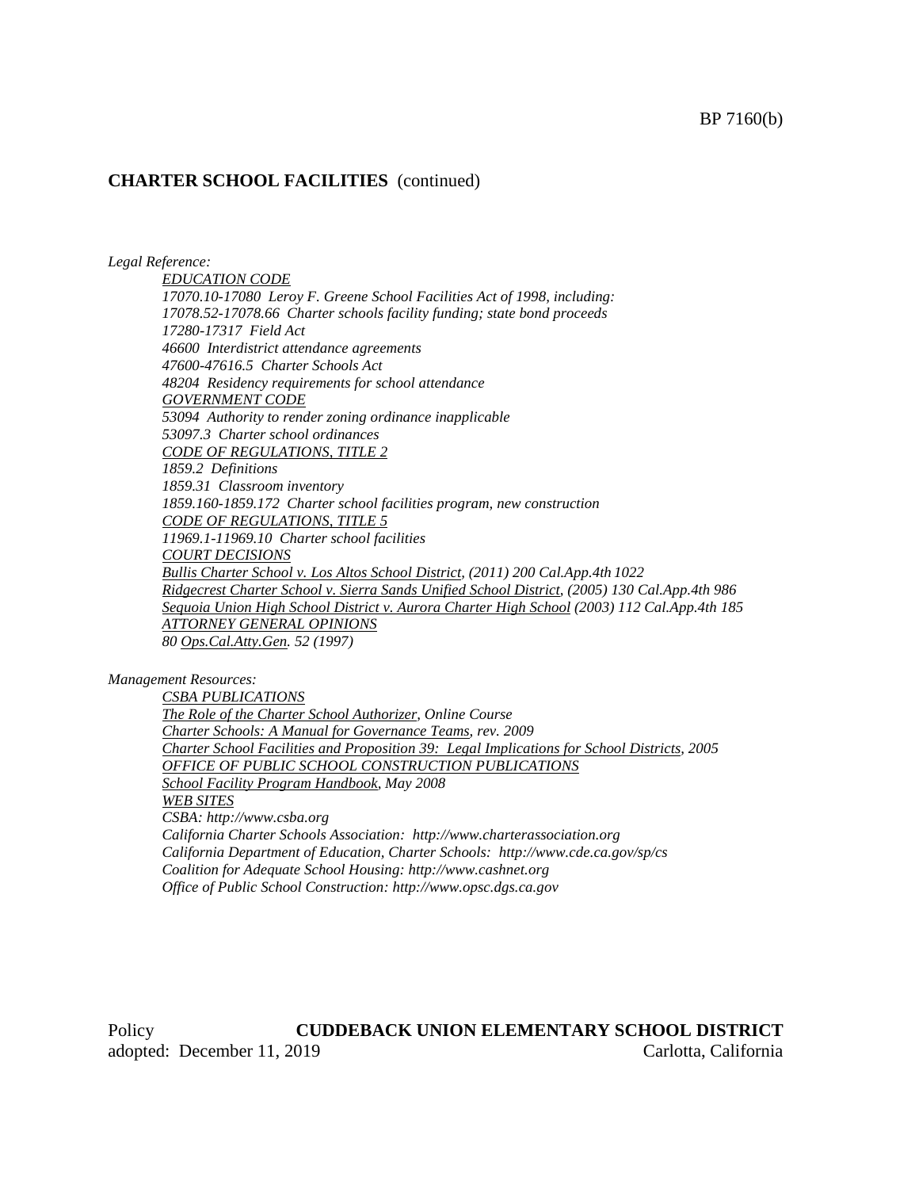## CHARTER SCHOOL FACILITIES (continued)

*Legal Reference:*

*EDUCATION CODE*
*17070.10-17080 Leroy F. Greene School Facilities Act of 1998, including:*
*17078.52-17078.66 Charter schools facility funding; state bond proceeds*
*17280-17317 Field Act*
*46600 Interdistrict attendance agreements*
*47600-47616.5 Charter Schools Act*
*48204 Residency requirements for school attendance*
*GOVERNMENT CODE*
*53094 Authority to render zoning ordinance inapplicable*
*53097.3 Charter school ordinances*
*CODE OF REGULATIONS, TITLE 2*
*1859.2 Definitions*
*1859.31 Classroom inventory*
*1859.160-1859.172 Charter school facilities program, new construction*
*CODE OF REGULATIONS, TITLE 5*
*11969.1-11969.10 Charter school facilities*
*COURT DECISIONS*
*Bullis Charter School v. Los Altos School District, (2011) 200 Cal.App.4th 1022*
*Ridgecrest Charter School v. Sierra Sands Unified School District, (2005) 130 Cal.App.4th 986*
*Sequoia Union High School District v. Aurora Charter High School (2003) 112 Cal.App.4th 185*
*ATTORNEY GENERAL OPINIONS*
*80 Ops.Cal.Atty.Gen. 52 (1997)*

*Management Resources:*

*CSBA PUBLICATIONS*
*The Role of the Charter School Authorizer, Online Course*
*Charter Schools: A Manual for Governance Teams, rev. 2009*
*Charter School Facilities and Proposition 39: Legal Implications for School Districts, 2005*
*OFFICE OF PUBLIC SCHOOL CONSTRUCTION PUBLICATIONS*
*School Facility Program Handbook, May 2008*
*WEB SITES*
*CSBA: http://www.csba.org*
*California Charter Schools Association: http://www.charterassociation.org*
*California Department of Education, Charter Schools: http://www.cde.ca.gov/sp/cs*
*Coalition for Adequate School Housing: http://www.cashnet.org*
*Office of Public School Construction: http://www.opsc.dgs.ca.gov*

Policy adopted: December 11, 2019

**CUDDEBACK UNION ELEMENTARY SCHOOL DISTRICT**
Carlotta, California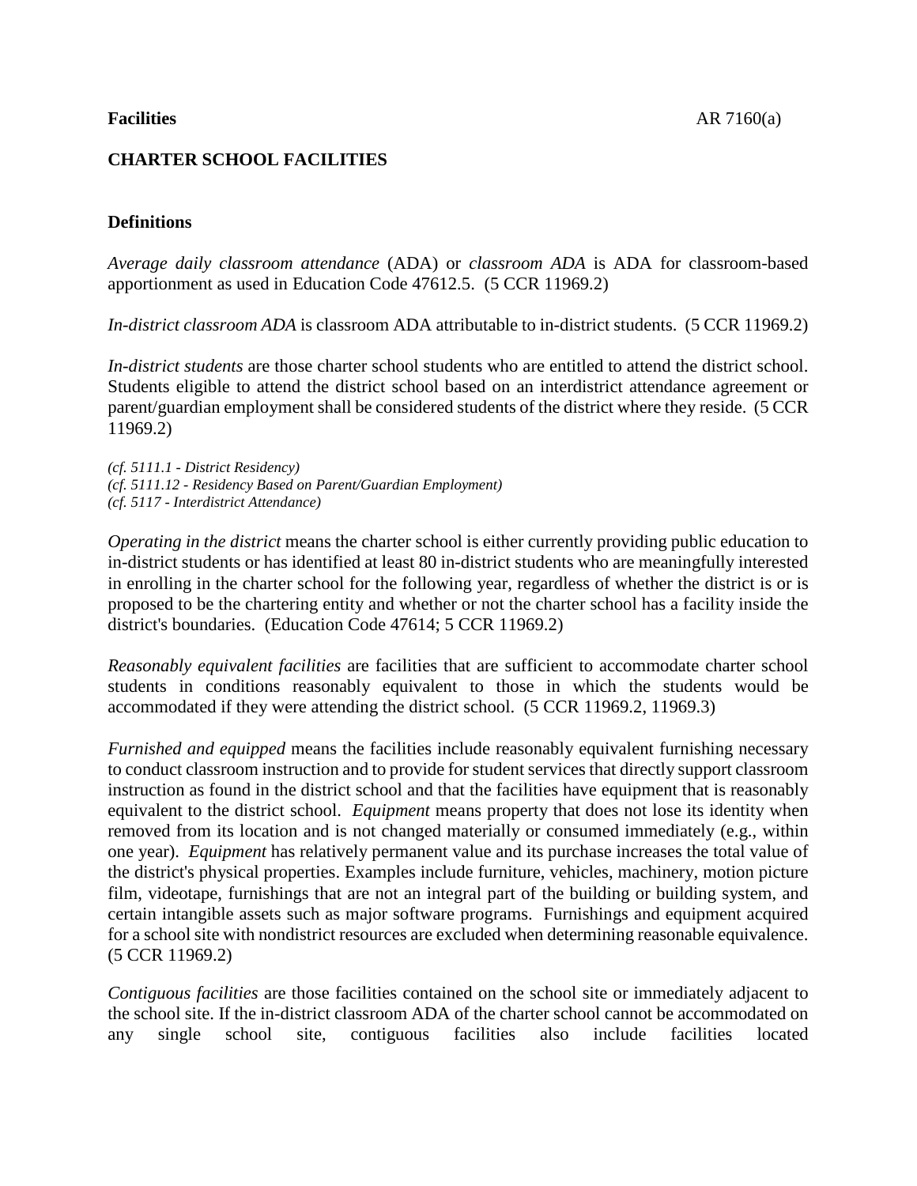## CHARTER SCHOOL FACILITIES

### Definitions

*Average daily classroom attendance* (ADA) or *classroom ADA* is ADA for classroom-based apportionment as used in Education Code 47612.5. (5 CCR 11969.2)

*In-district classroom ADA* is classroom ADA attributable to in-district students. (5 CCR 11969.2)

*In-district students* are those charter school students who are entitled to attend the district school. Students eligible to attend the district school based on an interdistrict attendance agreement or parent/guardian employment shall be considered students of the district where they reside. (5 CCR 11969.2)

*(cf. 5111.1 - District Residency)*
*(cf. 5111.12 - Residency Based on Parent/Guardian Employment)*
*(cf. 5117 - Interdistrict Attendance)*

*Operating in the district* means the charter school is either currently providing public education to in-district students or has identified at least 80 in-district students who are meaningfully interested in enrolling in the charter school for the following year, regardless of whether the district is or is proposed to be the chartering entity and whether or not the charter school has a facility inside the district's boundaries. (Education Code 47614; 5 CCR 11969.2)

*Reasonably equivalent facilities* are facilities that are sufficient to accommodate charter school students in conditions reasonably equivalent to those in which the students would be accommodated if they were attending the district school. (5 CCR 11969.2, 11969.3)

*Furnished and equipped* means the facilities include reasonably equivalent furnishing necessary to conduct classroom instruction and to provide for student services that directly support classroom instruction as found in the district school and that the facilities have equipment that is reasonably equivalent to the district school. *Equipment* means property that does not lose its identity when removed from its location and is not changed materially or consumed immediately (e.g., within one year). *Equipment* has relatively permanent value and its purchase increases the total value of the district's physical properties. Examples include furniture, vehicles, machinery, motion picture film, videotape, furnishings that are not an integral part of the building or building system, and certain intangible assets such as major software programs. Furnishings and equipment acquired for a school site with nondistrict resources are excluded when determining reasonable equivalence. (5 CCR 11969.2)

*Contiguous facilities* are those facilities contained on the school site or immediately adjacent to the school site. If the in-district classroom ADA of the charter school cannot be accommodated on any single school site, contiguous facilities also include facilities located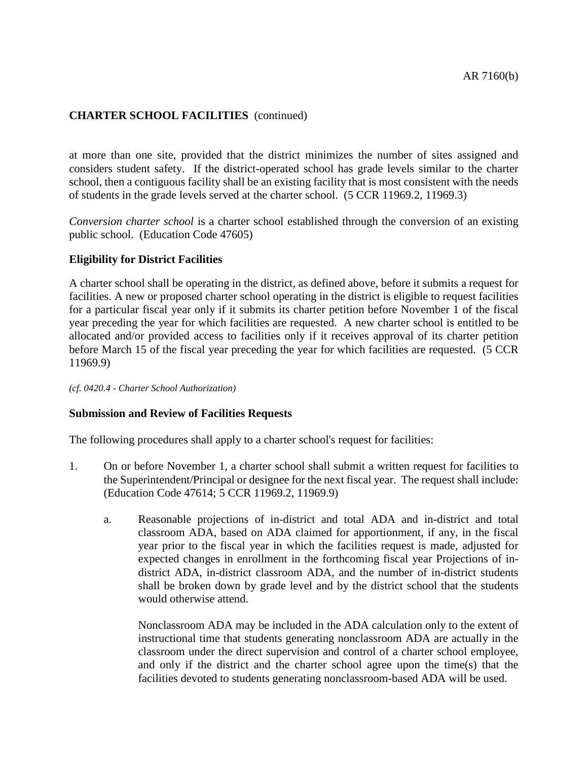at more than one site, provided that the district minimizes the number of sites assigned and considers student safety. If the district-operated school has grade levels similar to the charter school, then a contiguous facility shall be an existing facility that is most consistent with the needs of students in the grade levels served at the charter school. (5 CCR 11969.2, 11969.3)

*Conversion charter school* is a charter school established through the conversion of an existing public school. (Education Code 47605)

**Eligibility for District Facilities**

A charter school shall be operating in the district, as defined above, before it submits a request for facilities. A new or proposed charter school operating in the district is eligible to request facilities for a particular fiscal year only if it submits its charter petition before November 1 of the fiscal year preceding the year for which facilities are requested. A new charter school is entitled to be allocated and/or provided access to facilities only if it receives approval of its charter petition before March 15 of the fiscal year preceding the year for which facilities are requested. (5 CCR 11969.9)

*(cf. 0420.4 - Charter School Authorization)*

**Submission and Review of Facilities Requests**

The following procedures shall apply to a charter school's request for facilities:

1. On or before November 1, a charter school shall submit a written request for facilities to the Superintendent/Principal or designee for the next fiscal year. The request shall include: (Education Code 47614; 5 CCR 11969.2, 11969.9)

   a. Reasonable projections of in-district and total ADA and in-district and total classroom ADA, based on ADA claimed for apportionment, if any, in the fiscal year prior to the fiscal year in which the facilities request is made, adjusted for expected changes in enrollment in the forthcoming fiscal year Projections of in-district ADA, in-district classroom ADA, and the number of in-district students shall be broken down by grade level and by the district school that the students would otherwise attend.

      Nonclassroom ADA may be included in the ADA calculation only to the extent of instructional time that students generating nonclassroom ADA are actually in the classroom under the direct supervision and control of a charter school employee, and only if the district and the charter school agree upon the time(s) that the facilities devoted to students generating nonclassroom-based ADA will be used.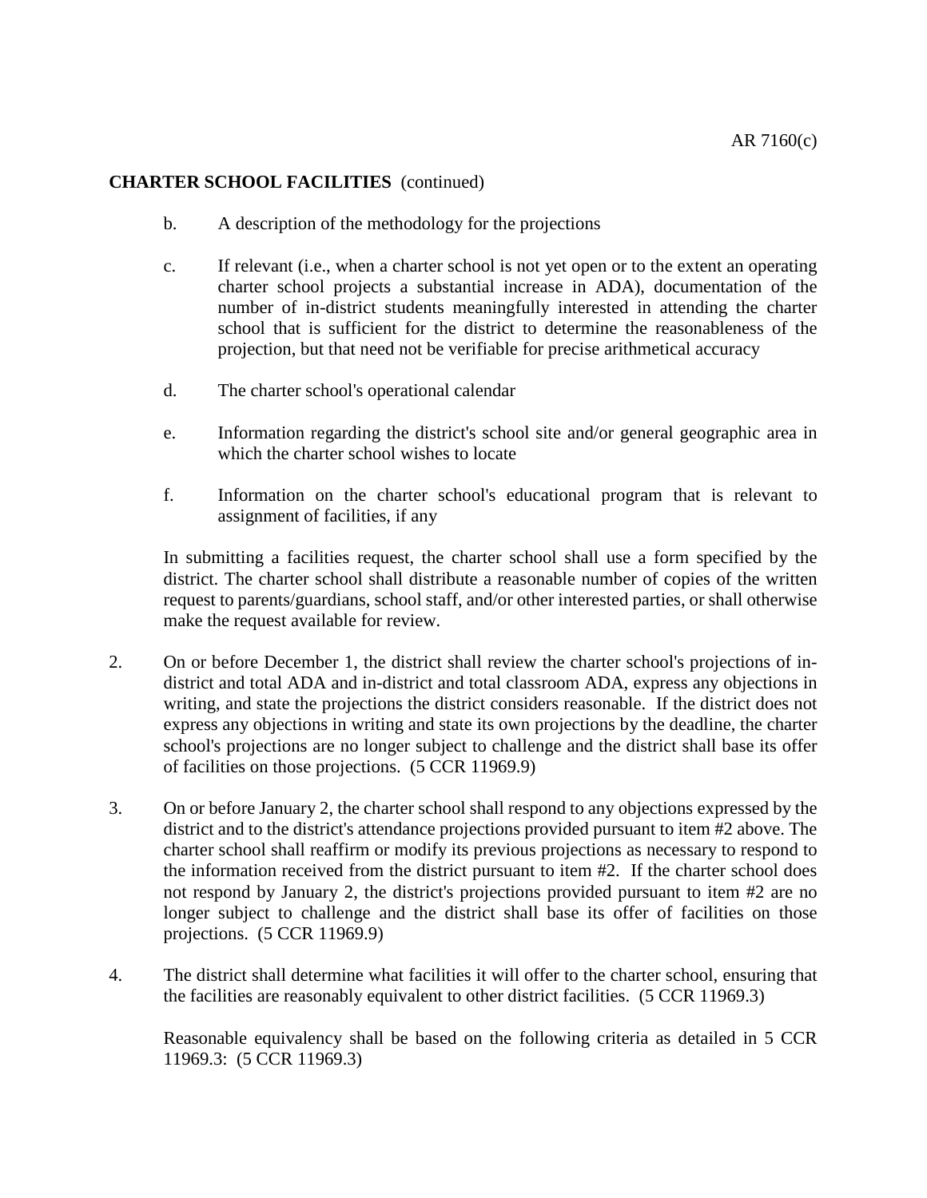**CHARTER SCHOOL FACILITIES** (continued)

b. A description of the methodology for the projections

c. If relevant (i.e., when a charter school is not yet open or to the extent an operating charter school projects a substantial increase in ADA), documentation of the number of in-district students meaningfully interested in attending the charter school that is sufficient for the district to determine the reasonableness of the projection, but that need not be verifiable for precise arithmetical accuracy

d. The charter school's operational calendar

e. Information regarding the district's school site and/or general geographic area in which the charter school wishes to locate

f. Information on the charter school's educational program that is relevant to assignment of facilities, if any

In submitting a facilities request, the charter school shall use a form specified by the district. The charter school shall distribute a reasonable number of copies of the written request to parents/guardians, school staff, and/or other interested parties, or shall otherwise make the request available for review.

2. On or before December 1, the district shall review the charter school's projections of in-district and total ADA and in-district and total classroom ADA, express any objections in writing, and state the projections the district considers reasonable. If the district does not express any objections in writing and state its own projections by the deadline, the charter school's projections are no longer subject to challenge and the district shall base its offer of facilities on those projections. (5 CCR 11969.9)

3. On or before January 2, the charter school shall respond to any objections expressed by the district and to the district's attendance projections provided pursuant to item #2 above. The charter school shall reaffirm or modify its previous projections as necessary to respond to the information received from the district pursuant to item #2. If the charter school does not respond by January 2, the district's projections provided pursuant to item #2 are no longer subject to challenge and the district shall base its offer of facilities on those projections. (5 CCR 11969.9)

4. The district shall determine what facilities it will offer to the charter school, ensuring that the facilities are reasonably equivalent to other district facilities. (5 CCR 11969.3)

   Reasonable equivalency shall be based on the following criteria as detailed in 5 CCR 11969.3: (5 CCR 11969.3)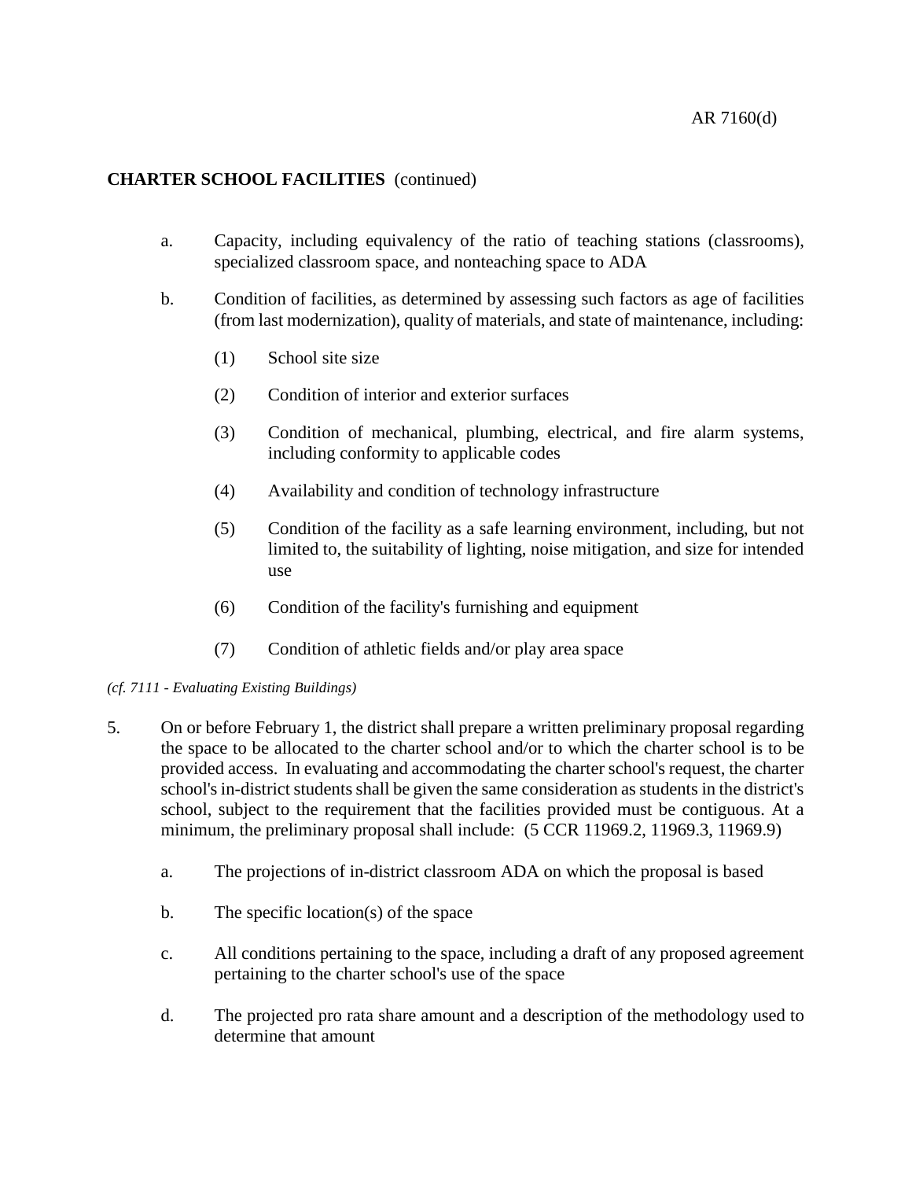**CHARTER SCHOOL FACILITIES** (continued)

a. Capacity, including equivalency of the ratio of teaching stations (classrooms), specialized classroom space, and nonteaching space to ADA

b. Condition of facilities, as determined by assessing such factors as age of facilities (from last modernization), quality of materials, and state of maintenance, including:

    (1) School site size

    (2) Condition of interior and exterior surfaces

    (3) Condition of mechanical, plumbing, electrical, and fire alarm systems, including conformity to applicable codes

    (4) Availability and condition of technology infrastructure

    (5) Condition of the facility as a safe learning environment, including, but not limited to, the suitability of lighting, noise mitigation, and size for intended use

    (6) Condition of the facility's furnishing and equipment

    (7) Condition of athletic fields and/or play area space

*(cf. 7111 - Evaluating Existing Buildings)*

5. On or before February 1, the district shall prepare a written preliminary proposal regarding the space to be allocated to the charter school and/or to which the charter school is to be provided access. In evaluating and accommodating the charter school's request, the charter school's in-district students shall be given the same consideration as students in the district's school, subject to the requirement that the facilities provided must be contiguous. At a minimum, the preliminary proposal shall include: (5 CCR 11969.2, 11969.3, 11969.9)

    a. The projections of in-district classroom ADA on which the proposal is based

    b. The specific location(s) of the space

    c. All conditions pertaining to the space, including a draft of any proposed agreement pertaining to the charter school's use of the space

    d. The projected pro rata share amount and a description of the methodology used to determine that amount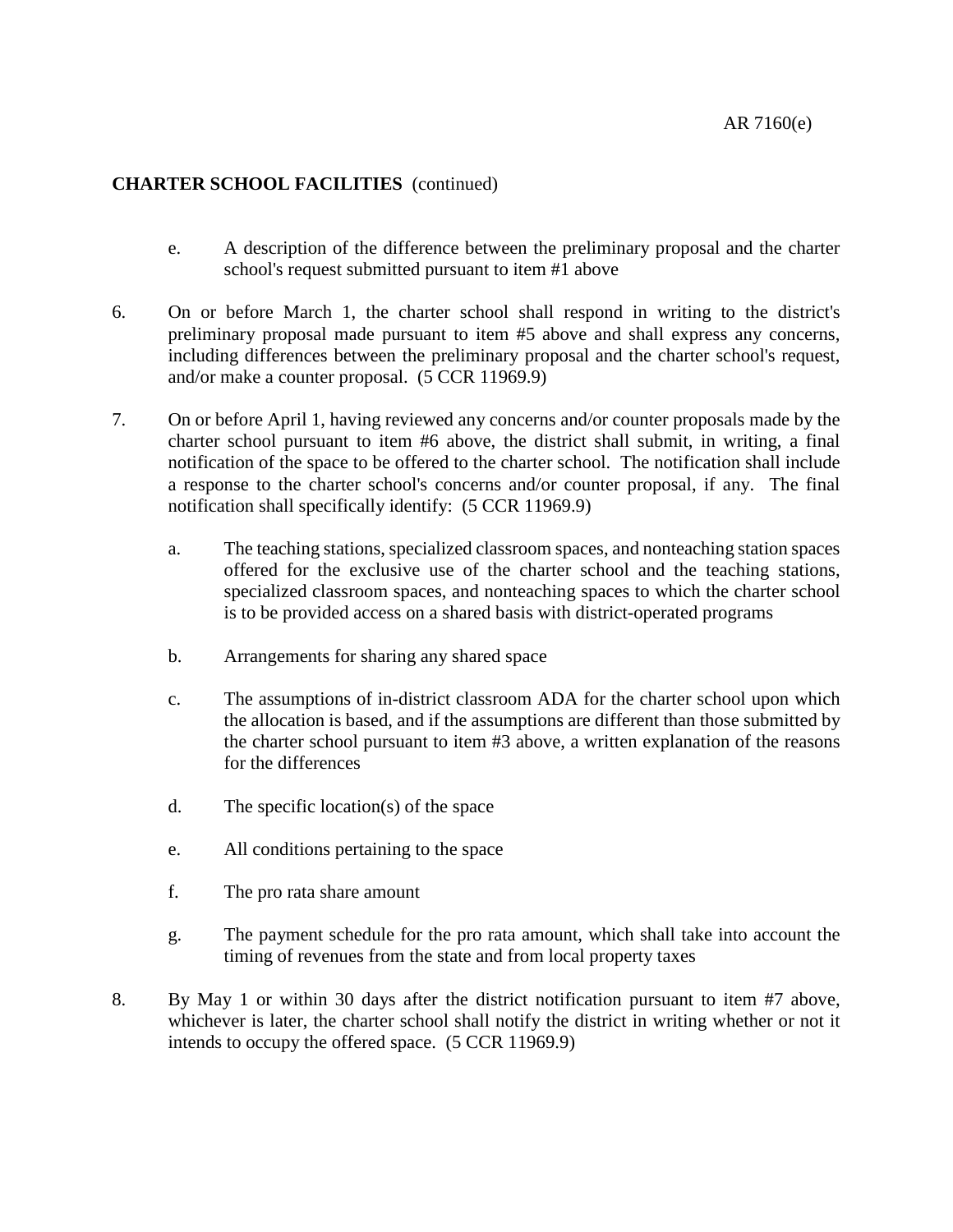**CHARTER SCHOOL FACILITIES** (continued)

   e. A description of the difference between the preliminary proposal and the charter school's request submitted pursuant to item #1 above

6. On or before March 1, the charter school shall respond in writing to the district's preliminary proposal made pursuant to item #5 above and shall express any concerns, including differences between the preliminary proposal and the charter school's request, and/or make a counter proposal. (5 CCR 11969.9)

7. On or before April 1, having reviewed any concerns and/or counter proposals made by the charter school pursuant to item #6 above, the district shall submit, in writing, a final notification of the space to be offered to the charter school. The notification shall include a response to the charter school's concerns and/or counter proposal, if any. The final notification shall specifically identify: (5 CCR 11969.9)

   a. The teaching stations, specialized classroom spaces, and nonteaching station spaces offered for the exclusive use of the charter school and the teaching stations, specialized classroom spaces, and nonteaching spaces to which the charter school is to be provided access on a shared basis with district-operated programs

   b. Arrangements for sharing any shared space

   c. The assumptions of in-district classroom ADA for the charter school upon which the allocation is based, and if the assumptions are different than those submitted by the charter school pursuant to item #3 above, a written explanation of the reasons for the differences

   d. The specific location(s) of the space

   e. All conditions pertaining to the space

   f. The pro rata share amount

   g. The payment schedule for the pro rata amount, which shall take into account the timing of revenues from the state and from local property taxes

8. By May 1 or within 30 days after the district notification pursuant to item #7 above, whichever is later, the charter school shall notify the district in writing whether or not it intends to occupy the offered space. (5 CCR 11969.9)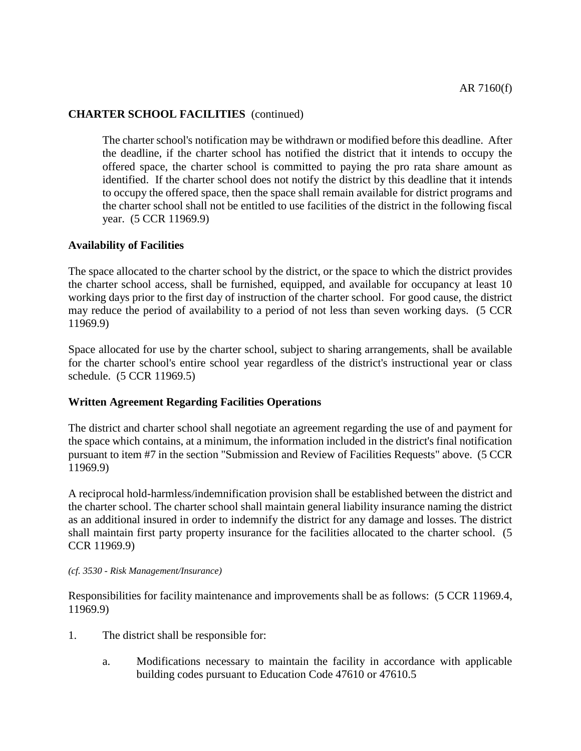**CHARTER SCHOOL FACILITIES** (continued)

> The charter school's notification may be withdrawn or modified before this deadline. After the deadline, if the charter school has notified the district that it intends to occupy the offered space, the charter school is committed to paying the pro rata share amount as identified. If the charter school does not notify the district by this deadline that it intends to occupy the offered space, then the space shall remain available for district programs and the charter school shall not be entitled to use facilities of the district in the following fiscal year. (5 CCR 11969.9)

**Availability of Facilities**

The space allocated to the charter school by the district, or the space to which the district provides the charter school access, shall be furnished, equipped, and available for occupancy at least 10 working days prior to the first day of instruction of the charter school. For good cause, the district may reduce the period of availability to a period of not less than seven working days. (5 CCR 11969.9)

Space allocated for use by the charter school, subject to sharing arrangements, shall be available for the charter school's entire school year regardless of the district's instructional year or class schedule. (5 CCR 11969.5)

**Written Agreement Regarding Facilities Operations**

The district and charter school shall negotiate an agreement regarding the use of and payment for the space which contains, at a minimum, the information included in the district's final notification pursuant to item #7 in the section "Submission and Review of Facilities Requests" above. (5 CCR 11969.9)

A reciprocal hold-harmless/indemnification provision shall be established between the district and the charter school. The charter school shall maintain general liability insurance naming the district as an additional insured in order to indemnify the district for any damage and losses. The district shall maintain first party property insurance for the facilities allocated to the charter school. (5 CCR 11969.9)

*(cf. 3530 - Risk Management/Insurance)*

Responsibilities for facility maintenance and improvements shall be as follows: (5 CCR 11969.4, 11969.9)

1. The district shall be responsible for:
   a. Modifications necessary to maintain the facility in accordance with applicable building codes pursuant to Education Code 47610 or 47610.5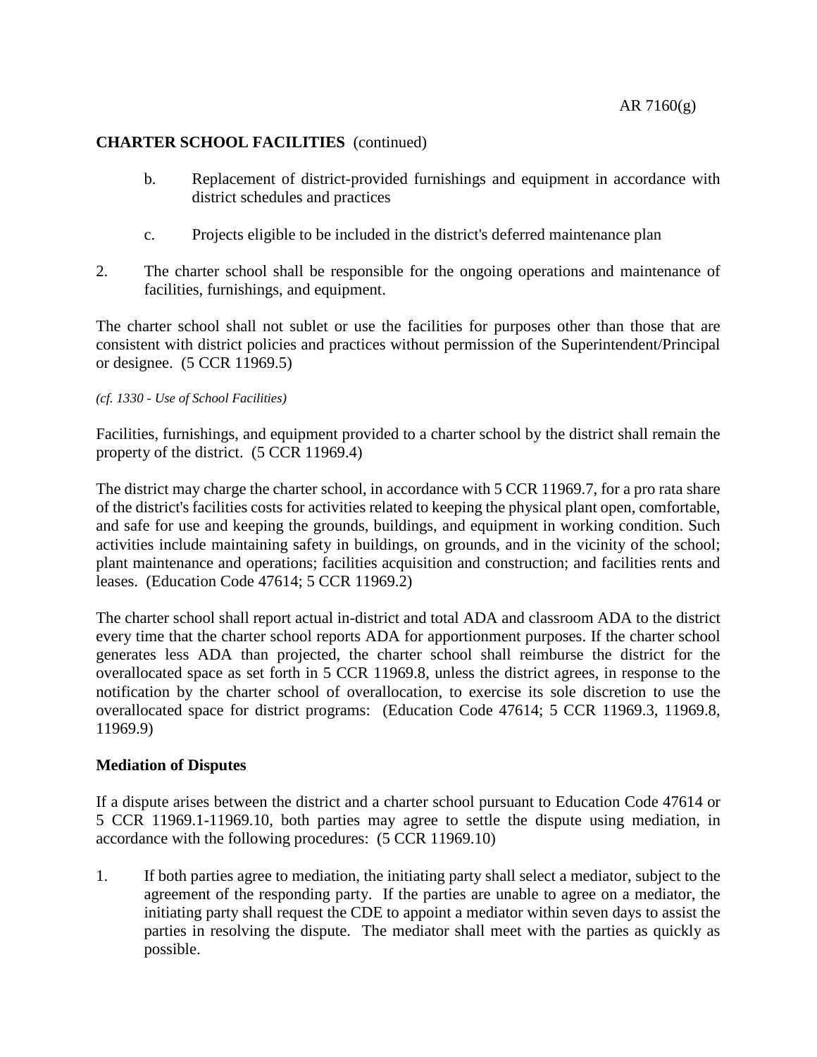**CHARTER SCHOOL FACILITIES** (continued)

b. Replacement of district-provided furnishings and equipment in accordance with district schedules and practices

c. Projects eligible to be included in the district's deferred maintenance plan

2. The charter school shall be responsible for the ongoing operations and maintenance of facilities, furnishings, and equipment.

The charter school shall not sublet or use the facilities for purposes other than those that are consistent with district policies and practices without permission of the Superintendent/Principal or designee. (5 CCR 11969.5)

*(cf. 1330 - Use of School Facilities)*

Facilities, furnishings, and equipment provided to a charter school by the district shall remain the property of the district. (5 CCR 11969.4)

The district may charge the charter school, in accordance with 5 CCR 11969.7, for a pro rata share of the district's facilities costs for activities related to keeping the physical plant open, comfortable, and safe for use and keeping the grounds, buildings, and equipment in working condition. Such activities include maintaining safety in buildings, on grounds, and in the vicinity of the school; plant maintenance and operations; facilities acquisition and construction; and facilities rents and leases. (Education Code 47614; 5 CCR 11969.2)

The charter school shall report actual in-district and total ADA and classroom ADA to the district every time that the charter school reports ADA for apportionment purposes. If the charter school generates less ADA than projected, the charter school shall reimburse the district for the overallocated space as set forth in 5 CCR 11969.8, unless the district agrees, in response to the notification by the charter school of overallocation, to exercise its sole discretion to use the overallocated space for district programs: (Education Code 47614; 5 CCR 11969.3, 11969.8, 11969.9)

**Mediation of Disputes**

If a dispute arises between the district and a charter school pursuant to Education Code 47614 or 5 CCR 11969.1-11969.10, both parties may agree to settle the dispute using mediation, in accordance with the following procedures: (5 CCR 11969.10)

1. If both parties agree to mediation, the initiating party shall select a mediator, subject to the agreement of the responding party. If the parties are unable to agree on a mediator, the initiating party shall request the CDE to appoint a mediator within seven days to assist the parties in resolving the dispute. The mediator shall meet with the parties as quickly as possible.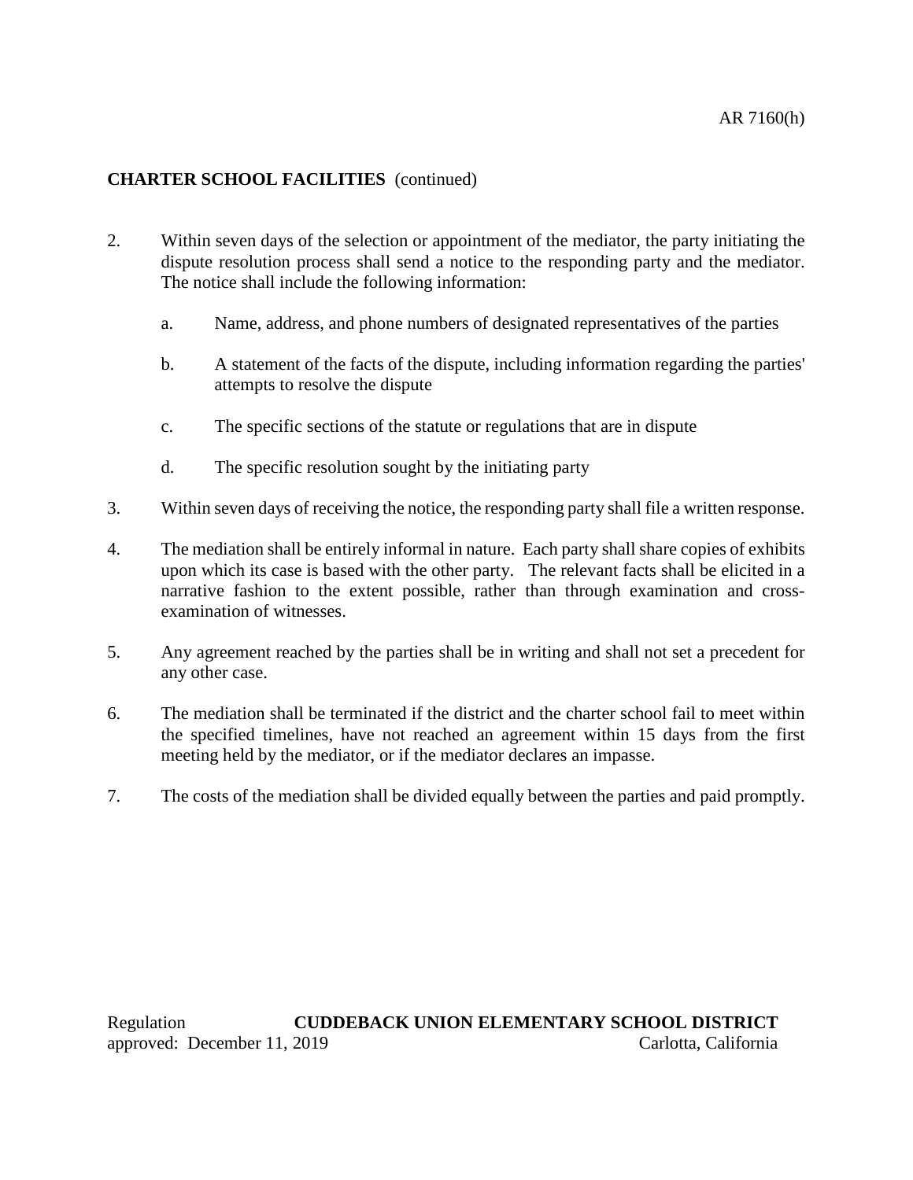## CHARTER SCHOOL FACILITIES (continued)

2. Within seven days of the selection or appointment of the mediator, the party initiating the dispute resolution process shall send a notice to the responding party and the mediator. The notice shall include the following information:

   a. Name, address, and phone numbers of designated representatives of the parties

   b. A statement of the facts of the dispute, including information regarding the parties' attempts to resolve the dispute

   c. The specific sections of the statute or regulations that are in dispute

   d. The specific resolution sought by the initiating party

3. Within seven days of receiving the notice, the responding party shall file a written response.

4. The mediation shall be entirely informal in nature. Each party shall share copies of exhibits upon which its case is based with the other party. The relevant facts shall be elicited in a narrative fashion to the extent possible, rather than through examination and cross-examination of witnesses.

5. Any agreement reached by the parties shall be in writing and shall not set a precedent for any other case.

6. The mediation shall be terminated if the district and the charter school fail to meet within the specified timelines, have not reached an agreement within 15 days from the first meeting held by the mediator, or if the mediator declares an impasse.

7. The costs of the mediation shall be divided equally between the parties and paid promptly.

Regulation **CUDDEBACK UNION ELEMENTARY SCHOOL DISTRICT**
approved: December 11, 2019 Carlotta, California